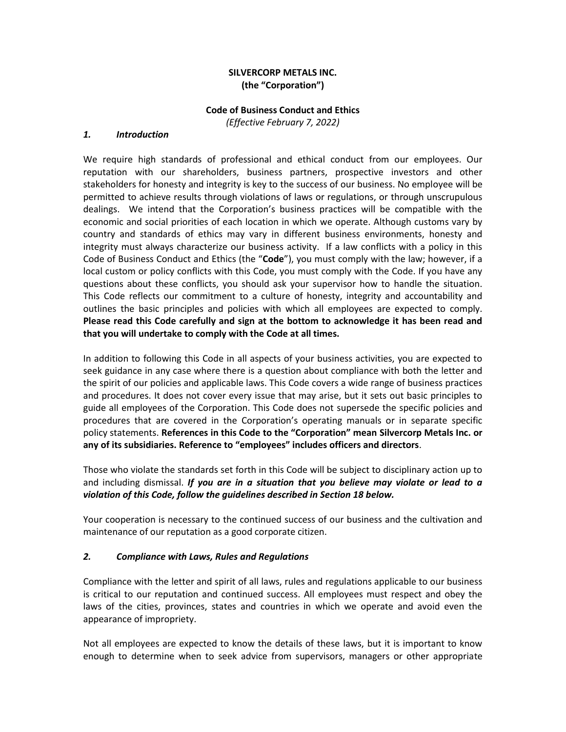**SILVERCORP METALS INC.**
**(the "Corporation")**

**Code of Business Conduct and Ethics**
*(Effective February 7, 2022)*

### *1. Introduction*

We require high standards of professional and ethical conduct from our employees. Our reputation with our shareholders, business partners, prospective investors and other stakeholders for honesty and integrity is key to the success of our business. No employee will be permitted to achieve results through violations of laws or regulations, or through unscrupulous dealings. We intend that the Corporation's business practices will be compatible with the economic and social priorities of each location in which we operate. Although customs vary by country and standards of ethics may vary in different business environments, honesty and integrity must always characterize our business activity. If a law conflicts with a policy in this Code of Business Conduct and Ethics (the "**Code**"), you must comply with the law; however, if a local custom or policy conflicts with this Code, you must comply with the Code. If you have any questions about these conflicts, you should ask your supervisor how to handle the situation. This Code reflects our commitment to a culture of honesty, integrity and accountability and outlines the basic principles and policies with which all employees are expected to comply. **Please read this Code carefully and sign at the bottom to acknowledge it has been read and that you will undertake to comply with the Code at all times.**

In addition to following this Code in all aspects of your business activities, you are expected to seek guidance in any case where there is a question about compliance with both the letter and the spirit of our policies and applicable laws. This Code covers a wide range of business practices and procedures. It does not cover every issue that may arise, but it sets out basic principles to guide all employees of the Corporation. This Code does not supersede the specific policies and procedures that are covered in the Corporation's operating manuals or in separate specific policy statements. **References in this Code to the "Corporation" mean Silvercorp Metals Inc. or any of its subsidiaries. Reference to "employees" includes officers and directors**.

Those who violate the standards set forth in this Code will be subject to disciplinary action up to and including dismissal. ***If you are in a situation that you believe may violate or lead to a violation of this Code, follow the guidelines described in Section 18 below.***

Your cooperation is necessary to the continued success of our business and the cultivation and maintenance of our reputation as a good corporate citizen.

### *2. Compliance with Laws, Rules and Regulations*

Compliance with the letter and spirit of all laws, rules and regulations applicable to our business is critical to our reputation and continued success. All employees must respect and obey the laws of the cities, provinces, states and countries in which we operate and avoid even the appearance of impropriety.

Not all employees are expected to know the details of these laws, but it is important to know enough to determine when to seek advice from supervisors, managers or other appropriate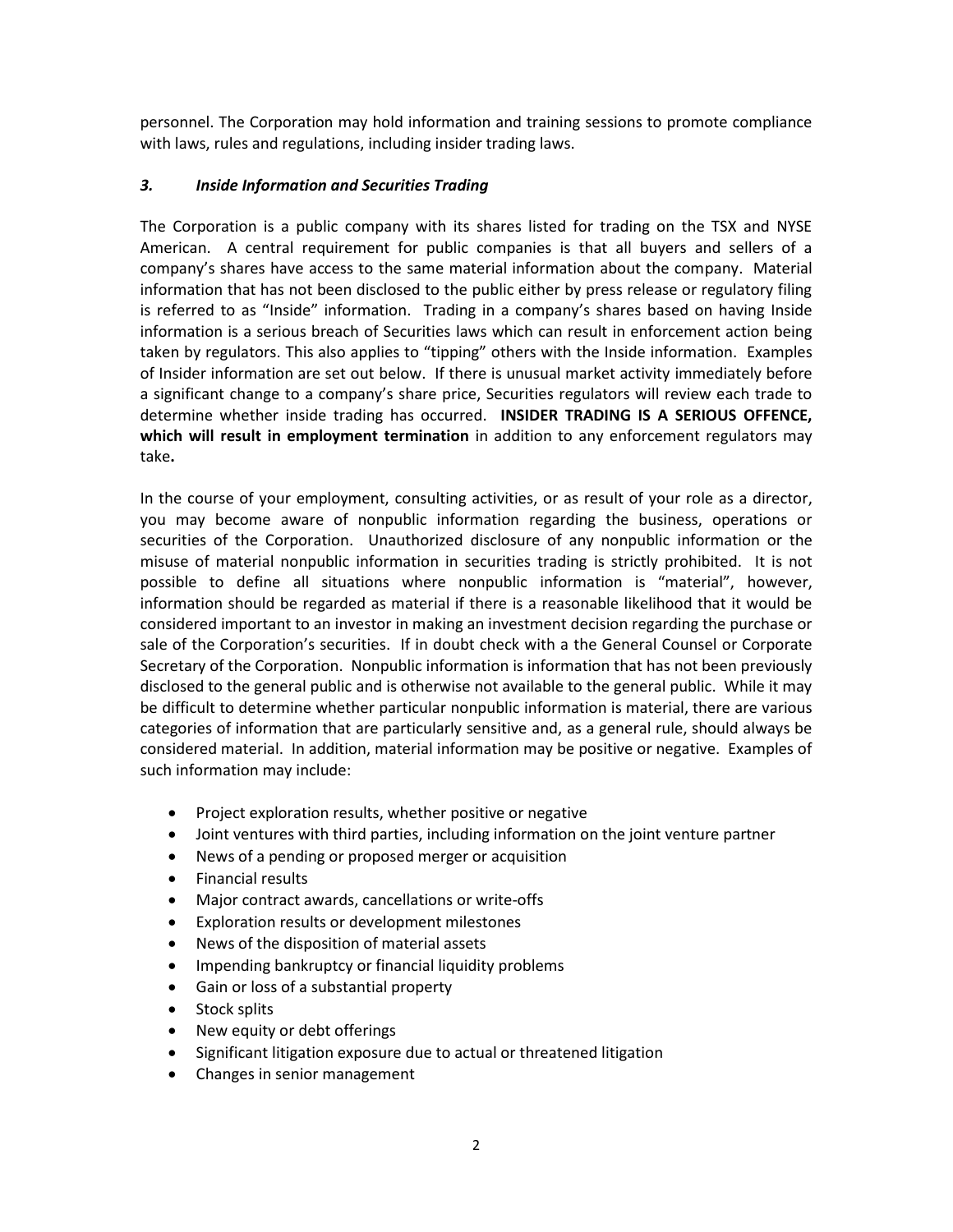personnel. The Corporation may hold information and training sessions to promote compliance with laws, rules and regulations, including insider trading laws.

### *3. Inside Information and Securities Trading*

The Corporation is a public company with its shares listed for trading on the TSX and NYSE American. A central requirement for public companies is that all buyers and sellers of a company's shares have access to the same material information about the company. Material information that has not been disclosed to the public either by press release or regulatory filing is referred to as "Inside" information. Trading in a company's shares based on having Inside information is a serious breach of Securities laws which can result in enforcement action being taken by regulators. This also applies to "tipping" others with the Inside information. Examples of Insider information are set out below. If there is unusual market activity immediately before a significant change to a company's share price, Securities regulators will review each trade to determine whether inside trading has occurred. **INSIDER TRADING IS A SERIOUS OFFENCE, which will result in employment termination** in addition to any enforcement regulators may take**.**

In the course of your employment, consulting activities, or as result of your role as a director, you may become aware of nonpublic information regarding the business, operations or securities of the Corporation. Unauthorized disclosure of any nonpublic information or the misuse of material nonpublic information in securities trading is strictly prohibited. It is not possible to define all situations where nonpublic information is "material", however, information should be regarded as material if there is a reasonable likelihood that it would be considered important to an investor in making an investment decision regarding the purchase or sale of the Corporation's securities. If in doubt check with a the General Counsel or Corporate Secretary of the Corporation. Nonpublic information is information that has not been previously disclosed to the general public and is otherwise not available to the general public. While it may be difficult to determine whether particular nonpublic information is material, there are various categories of information that are particularly sensitive and, as a general rule, should always be considered material. In addition, material information may be positive or negative. Examples of such information may include:

- Project exploration results, whether positive or negative
- Joint ventures with third parties, including information on the joint venture partner
- News of a pending or proposed merger or acquisition
- Financial results
- Major contract awards, cancellations or write-offs
- Exploration results or development milestones
- News of the disposition of material assets
- Impending bankruptcy or financial liquidity problems
- Gain or loss of a substantial property
- Stock splits
- New equity or debt offerings
- Significant litigation exposure due to actual or threatened litigation
- Changes in senior management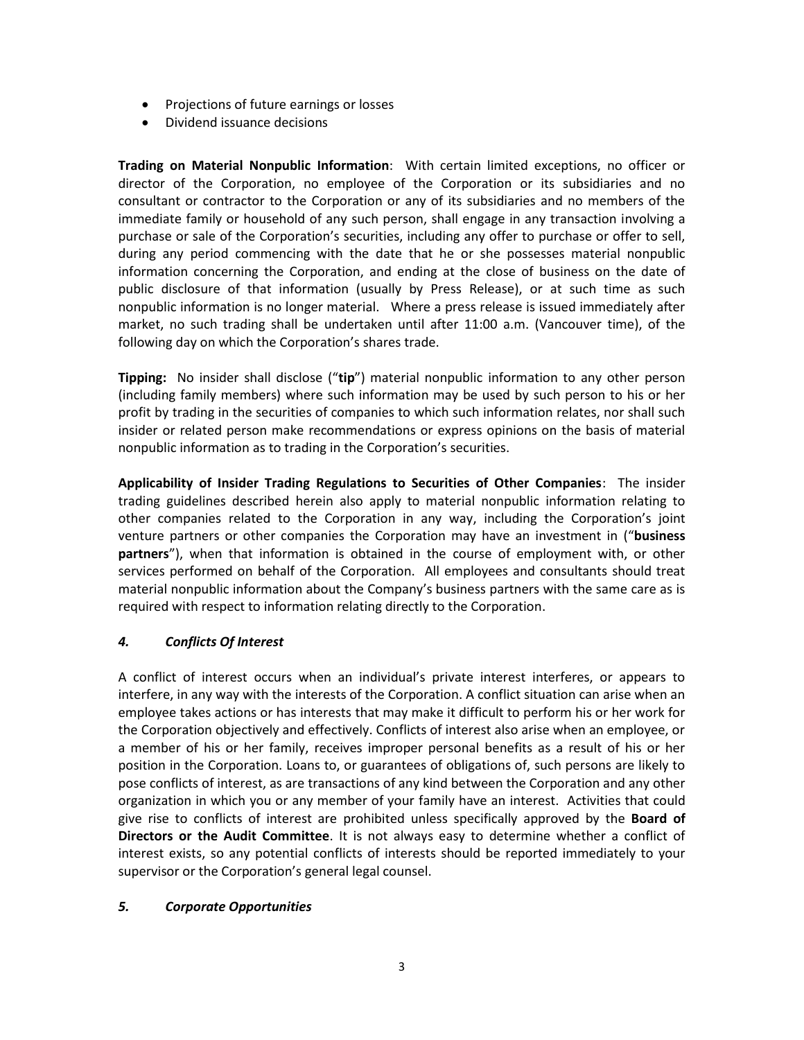- Projections of future earnings or losses
- Dividend issuance decisions

**Trading on Material Nonpublic Information**: With certain limited exceptions, no officer or director of the Corporation, no employee of the Corporation or its subsidiaries and no consultant or contractor to the Corporation or any of its subsidiaries and no members of the immediate family or household of any such person, shall engage in any transaction involving a purchase or sale of the Corporation's securities, including any offer to purchase or offer to sell, during any period commencing with the date that he or she possesses material nonpublic information concerning the Corporation, and ending at the close of business on the date of public disclosure of that information (usually by Press Release), or at such time as such nonpublic information is no longer material. Where a press release is issued immediately after market, no such trading shall be undertaken until after 11:00 a.m. (Vancouver time), of the following day on which the Corporation's shares trade.

**Tipping:** No insider shall disclose ("**tip**") material nonpublic information to any other person (including family members) where such information may be used by such person to his or her profit by trading in the securities of companies to which such information relates, nor shall such insider or related person make recommendations or express opinions on the basis of material nonpublic information as to trading in the Corporation's securities.

**Applicability of Insider Trading Regulations to Securities of Other Companies**: The insider trading guidelines described herein also apply to material nonpublic information relating to other companies related to the Corporation in any way, including the Corporation's joint venture partners or other companies the Corporation may have an investment in ("**business partners**"), when that information is obtained in the course of employment with, or other services performed on behalf of the Corporation. All employees and consultants should treat material nonpublic information about the Company's business partners with the same care as is required with respect to information relating directly to the Corporation.

### *4. Conflicts Of Interest*

A conflict of interest occurs when an individual's private interest interferes, or appears to interfere, in any way with the interests of the Corporation. A conflict situation can arise when an employee takes actions or has interests that may make it difficult to perform his or her work for the Corporation objectively and effectively. Conflicts of interest also arise when an employee, or a member of his or her family, receives improper personal benefits as a result of his or her position in the Corporation. Loans to, or guarantees of obligations of, such persons are likely to pose conflicts of interest, as are transactions of any kind between the Corporation and any other organization in which you or any member of your family have an interest. Activities that could give rise to conflicts of interest are prohibited unless specifically approved by the **Board of Directors or the Audit Committee**. It is not always easy to determine whether a conflict of interest exists, so any potential conflicts of interests should be reported immediately to your supervisor or the Corporation's general legal counsel.

### *5. Corporate Opportunities*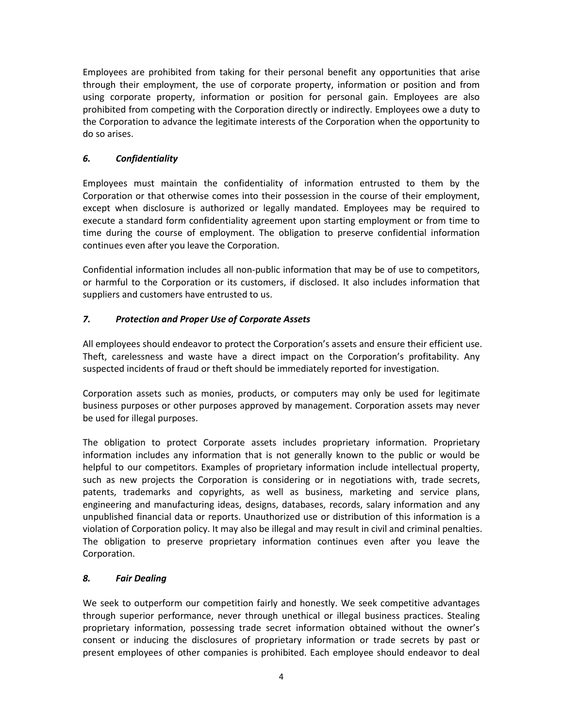Employees are prohibited from taking for their personal benefit any opportunities that arise through their employment, the use of corporate property, information or position and from using corporate property, information or position for personal gain. Employees are also prohibited from competing with the Corporation directly or indirectly. Employees owe a duty to the Corporation to advance the legitimate interests of the Corporation when the opportunity to do so arises.

### *6. Confidentiality*

Employees must maintain the confidentiality of information entrusted to them by the Corporation or that otherwise comes into their possession in the course of their employment, except when disclosure is authorized or legally mandated. Employees may be required to execute a standard form confidentiality agreement upon starting employment or from time to time during the course of employment. The obligation to preserve confidential information continues even after you leave the Corporation.

Confidential information includes all non-public information that may be of use to competitors, or harmful to the Corporation or its customers, if disclosed. It also includes information that suppliers and customers have entrusted to us.

### *7. Protection and Proper Use of Corporate Assets*

All employees should endeavor to protect the Corporation's assets and ensure their efficient use. Theft, carelessness and waste have a direct impact on the Corporation's profitability. Any suspected incidents of fraud or theft should be immediately reported for investigation.

Corporation assets such as monies, products, or computers may only be used for legitimate business purposes or other purposes approved by management. Corporation assets may never be used for illegal purposes.

The obligation to protect Corporate assets includes proprietary information. Proprietary information includes any information that is not generally known to the public or would be helpful to our competitors. Examples of proprietary information include intellectual property, such as new projects the Corporation is considering or in negotiations with, trade secrets, patents, trademarks and copyrights, as well as business, marketing and service plans, engineering and manufacturing ideas, designs, databases, records, salary information and any unpublished financial data or reports. Unauthorized use or distribution of this information is a violation of Corporation policy. It may also be illegal and may result in civil and criminal penalties. The obligation to preserve proprietary information continues even after you leave the Corporation.

### *8. Fair Dealing*

We seek to outperform our competition fairly and honestly. We seek competitive advantages through superior performance, never through unethical or illegal business practices. Stealing proprietary information, possessing trade secret information obtained without the owner's consent or inducing the disclosures of proprietary information or trade secrets by past or present employees of other companies is prohibited. Each employee should endeavor to deal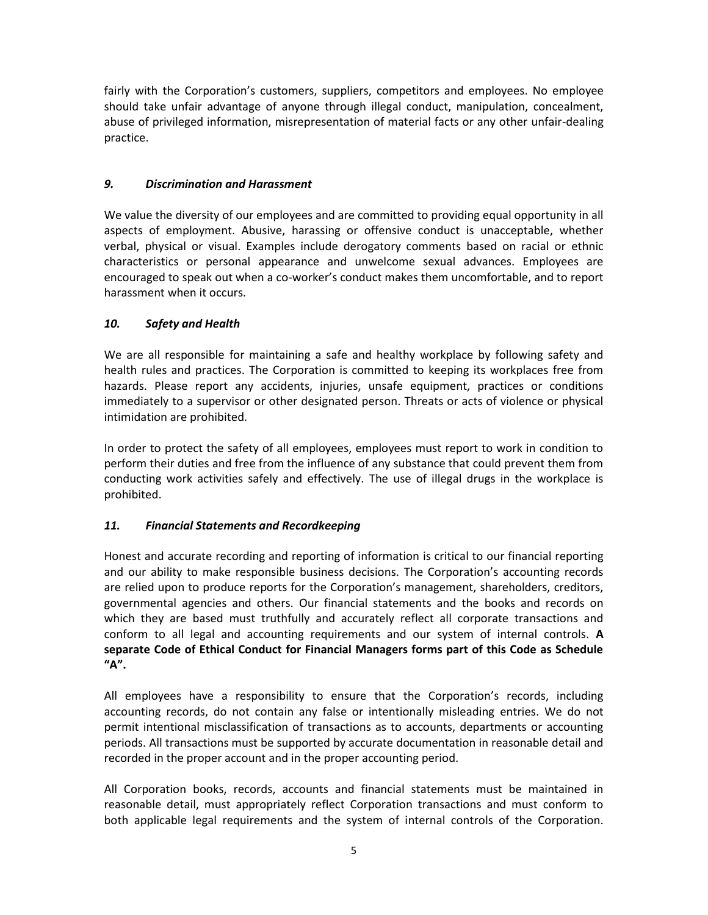fairly with the Corporation's customers, suppliers, competitors and employees. No employee should take unfair advantage of anyone through illegal conduct, manipulation, concealment, abuse of privileged information, misrepresentation of material facts or any other unfair-dealing practice.

### *9. Discrimination and Harassment*

We value the diversity of our employees and are committed to providing equal opportunity in all aspects of employment. Abusive, harassing or offensive conduct is unacceptable, whether verbal, physical or visual. Examples include derogatory comments based on racial or ethnic characteristics or personal appearance and unwelcome sexual advances. Employees are encouraged to speak out when a co-worker's conduct makes them uncomfortable, and to report harassment when it occurs.

### *10. Safety and Health*

We are all responsible for maintaining a safe and healthy workplace by following safety and health rules and practices. The Corporation is committed to keeping its workplaces free from hazards. Please report any accidents, injuries, unsafe equipment, practices or conditions immediately to a supervisor or other designated person. Threats or acts of violence or physical intimidation are prohibited.

In order to protect the safety of all employees, employees must report to work in condition to perform their duties and free from the influence of any substance that could prevent them from conducting work activities safely and effectively. The use of illegal drugs in the workplace is prohibited.

### *11. Financial Statements and Recordkeeping*

Honest and accurate recording and reporting of information is critical to our financial reporting and our ability to make responsible business decisions. The Corporation's accounting records are relied upon to produce reports for the Corporation's management, shareholders, creditors, governmental agencies and others. Our financial statements and the books and records on which they are based must truthfully and accurately reflect all corporate transactions and conform to all legal and accounting requirements and our system of internal controls. **A separate Code of Ethical Conduct for Financial Managers forms part of this Code as Schedule "A".**

All employees have a responsibility to ensure that the Corporation's records, including accounting records, do not contain any false or intentionally misleading entries. We do not permit intentional misclassification of transactions as to accounts, departments or accounting periods. All transactions must be supported by accurate documentation in reasonable detail and recorded in the proper account and in the proper accounting period.

All Corporation books, records, accounts and financial statements must be maintained in reasonable detail, must appropriately reflect Corporation transactions and must conform to both applicable legal requirements and the system of internal controls of the Corporation.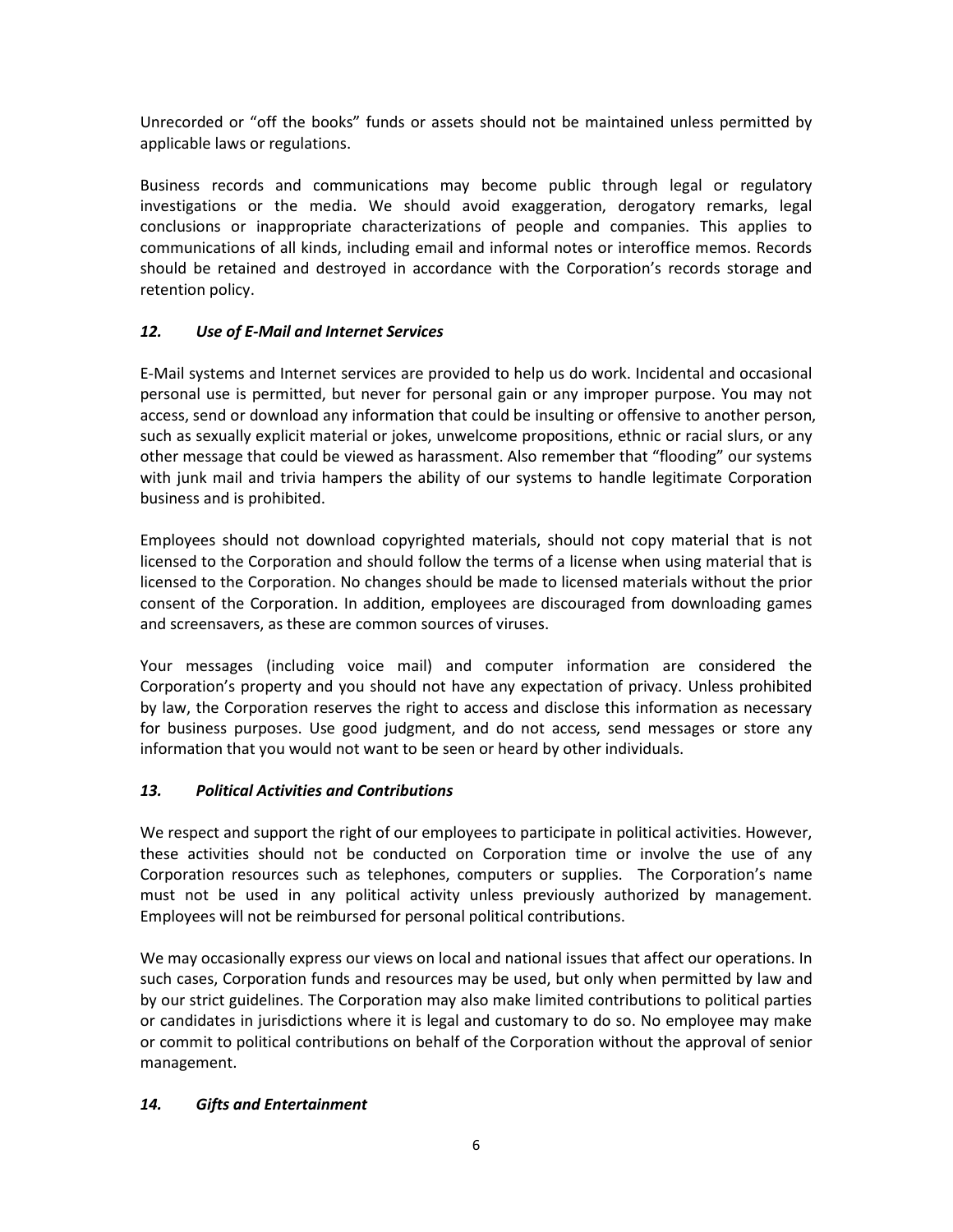Unrecorded or “off the books” funds or assets should not be maintained unless permitted by applicable laws or regulations.

Business records and communications may become public through legal or regulatory investigations or the media. We should avoid exaggeration, derogatory remarks, legal conclusions or inappropriate characterizations of people and companies. This applies to communications of all kinds, including email and informal notes or interoffice memos. Records should be retained and destroyed in accordance with the Corporation’s records storage and retention policy.

### *12. Use of E-Mail and Internet Services*

E-Mail systems and Internet services are provided to help us do work. Incidental and occasional personal use is permitted, but never for personal gain or any improper purpose. You may not access, send or download any information that could be insulting or offensive to another person, such as sexually explicit material or jokes, unwelcome propositions, ethnic or racial slurs, or any other message that could be viewed as harassment. Also remember that “flooding” our systems with junk mail and trivia hampers the ability of our systems to handle legitimate Corporation business and is prohibited.

Employees should not download copyrighted materials, should not copy material that is not licensed to the Corporation and should follow the terms of a license when using material that is licensed to the Corporation. No changes should be made to licensed materials without the prior consent of the Corporation. In addition, employees are discouraged from downloading games and screensavers, as these are common sources of viruses.

Your messages (including voice mail) and computer information are considered the Corporation’s property and you should not have any expectation of privacy. Unless prohibited by law, the Corporation reserves the right to access and disclose this information as necessary for business purposes. Use good judgment, and do not access, send messages or store any information that you would not want to be seen or heard by other individuals.

### *13. Political Activities and Contributions*

We respect and support the right of our employees to participate in political activities. However, these activities should not be conducted on Corporation time or involve the use of any Corporation resources such as telephones, computers or supplies. The Corporation’s name must not be used in any political activity unless previously authorized by management. Employees will not be reimbursed for personal political contributions.

We may occasionally express our views on local and national issues that affect our operations. In such cases, Corporation funds and resources may be used, but only when permitted by law and by our strict guidelines. The Corporation may also make limited contributions to political parties or candidates in jurisdictions where it is legal and customary to do so. No employee may make or commit to political contributions on behalf of the Corporation without the approval of senior management.

### *14. Gifts and Entertainment*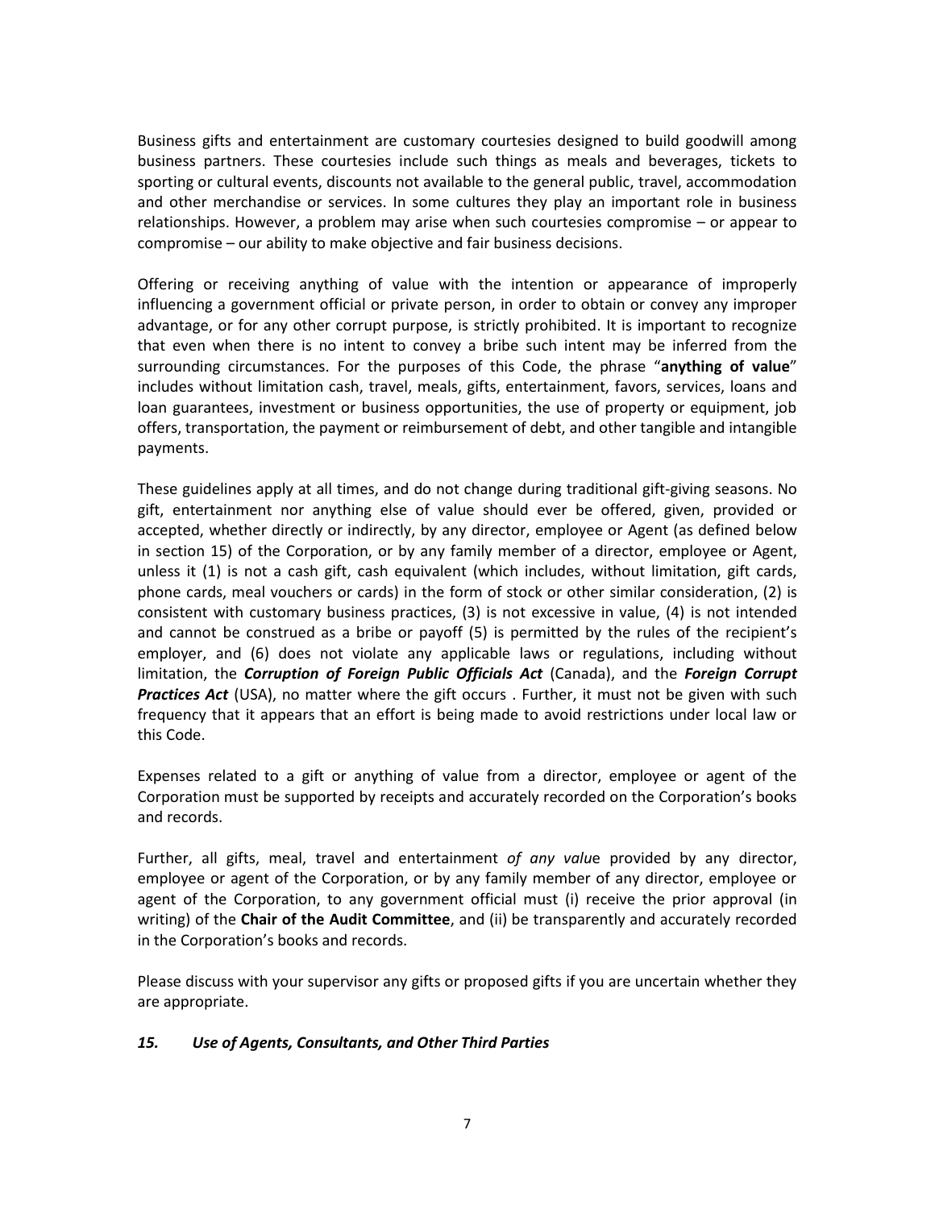Business gifts and entertainment are customary courtesies designed to build goodwill among business partners. These courtesies include such things as meals and beverages, tickets to sporting or cultural events, discounts not available to the general public, travel, accommodation and other merchandise or services. In some cultures they play an important role in business relationships. However, a problem may arise when such courtesies compromise – or appear to compromise – our ability to make objective and fair business decisions.

Offering or receiving anything of value with the intention or appearance of improperly influencing a government official or private person, in order to obtain or convey any improper advantage, or for any other corrupt purpose, is strictly prohibited. It is important to recognize that even when there is no intent to convey a bribe such intent may be inferred from the surrounding circumstances. For the purposes of this Code, the phrase "**anything of value**" includes without limitation cash, travel, meals, gifts, entertainment, favors, services, loans and loan guarantees, investment or business opportunities, the use of property or equipment, job offers, transportation, the payment or reimbursement of debt, and other tangible and intangible payments.

These guidelines apply at all times, and do not change during traditional gift-giving seasons. No gift, entertainment nor anything else of value should ever be offered, given, provided or accepted, whether directly or indirectly, by any director, employee or Agent (as defined below in section 15) of the Corporation, or by any family member of a director, employee or Agent, unless it (1) is not a cash gift, cash equivalent (which includes, without limitation, gift cards, phone cards, meal vouchers or cards) in the form of stock or other similar consideration, (2) is consistent with customary business practices, (3) is not excessive in value, (4) is not intended and cannot be construed as a bribe or payoff (5) is permitted by the rules of the recipient's employer, and (6) does not violate any applicable laws or regulations, including without limitation, the ***Corruption of Foreign Public Officials Act*** (Canada), and the ***Foreign Corrupt Practices Act*** (USA), no matter where the gift occurs . Further, it must not be given with such frequency that it appears that an effort is being made to avoid restrictions under local law or this Code.

Expenses related to a gift or anything of value from a director, employee or agent of the Corporation must be supported by receipts and accurately recorded on the Corporation's books and records.

Further, all gifts, meal, travel and entertainment *of any value* provided by any director, employee or agent of the Corporation, or by any family member of any director, employee or agent of the Corporation, to any government official must (i) receive the prior approval (in writing) of the **Chair of the Audit Committee**, and (ii) be transparently and accurately recorded in the Corporation's books and records.

Please discuss with your supervisor any gifts or proposed gifts if you are uncertain whether they are appropriate.

### *15. Use of Agents, Consultants, and Other Third Parties*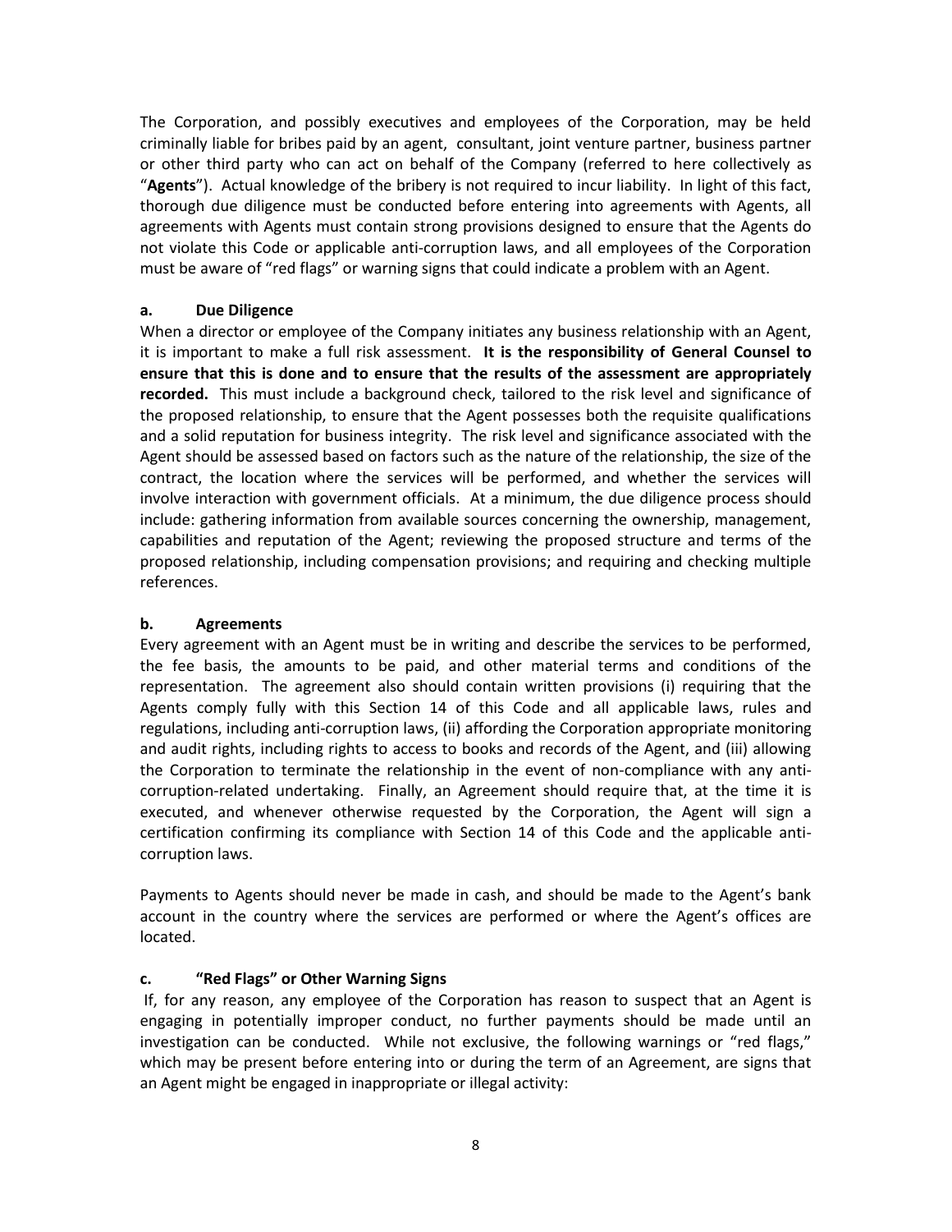The Corporation, and possibly executives and employees of the Corporation, may be held criminally liable for bribes paid by an agent, consultant, joint venture partner, business partner or other third party who can act on behalf of the Company (referred to here collectively as "**Agents**"). Actual knowledge of the bribery is not required to incur liability. In light of this fact, thorough due diligence must be conducted before entering into agreements with Agents, all agreements with Agents must contain strong provisions designed to ensure that the Agents do not violate this Code or applicable anti-corruption laws, and all employees of the Corporation must be aware of "red flags" or warning signs that could indicate a problem with an Agent.

**a. Due Diligence**

When a director or employee of the Company initiates any business relationship with an Agent, it is important to make a full risk assessment. **It is the responsibility of General Counsel to ensure that this is done and to ensure that the results of the assessment are appropriately recorded.** This must include a background check, tailored to the risk level and significance of the proposed relationship, to ensure that the Agent possesses both the requisite qualifications and a solid reputation for business integrity. The risk level and significance associated with the Agent should be assessed based on factors such as the nature of the relationship, the size of the contract, the location where the services will be performed, and whether the services will involve interaction with government officials. At a minimum, the due diligence process should include: gathering information from available sources concerning the ownership, management, capabilities and reputation of the Agent; reviewing the proposed structure and terms of the proposed relationship, including compensation provisions; and requiring and checking multiple references.

**b. Agreements**

Every agreement with an Agent must be in writing and describe the services to be performed, the fee basis, the amounts to be paid, and other material terms and conditions of the representation. The agreement also should contain written provisions (i) requiring that the Agents comply fully with this Section 14 of this Code and all applicable laws, rules and regulations, including anti-corruption laws, (ii) affording the Corporation appropriate monitoring and audit rights, including rights to access to books and records of the Agent, and (iii) allowing the Corporation to terminate the relationship in the event of non-compliance with any anti-corruption-related undertaking. Finally, an Agreement should require that, at the time it is executed, and whenever otherwise requested by the Corporation, the Agent will sign a certification confirming its compliance with Section 14 of this Code and the applicable anti-corruption laws.

Payments to Agents should never be made in cash, and should be made to the Agent's bank account in the country where the services are performed or where the Agent's offices are located.

**c. "Red Flags" or Other Warning Signs**

If, for any reason, any employee of the Corporation has reason to suspect that an Agent is engaging in potentially improper conduct, no further payments should be made until an investigation can be conducted. While not exclusive, the following warnings or "red flags," which may be present before entering into or during the term of an Agreement, are signs that an Agent might be engaged in inappropriate or illegal activity: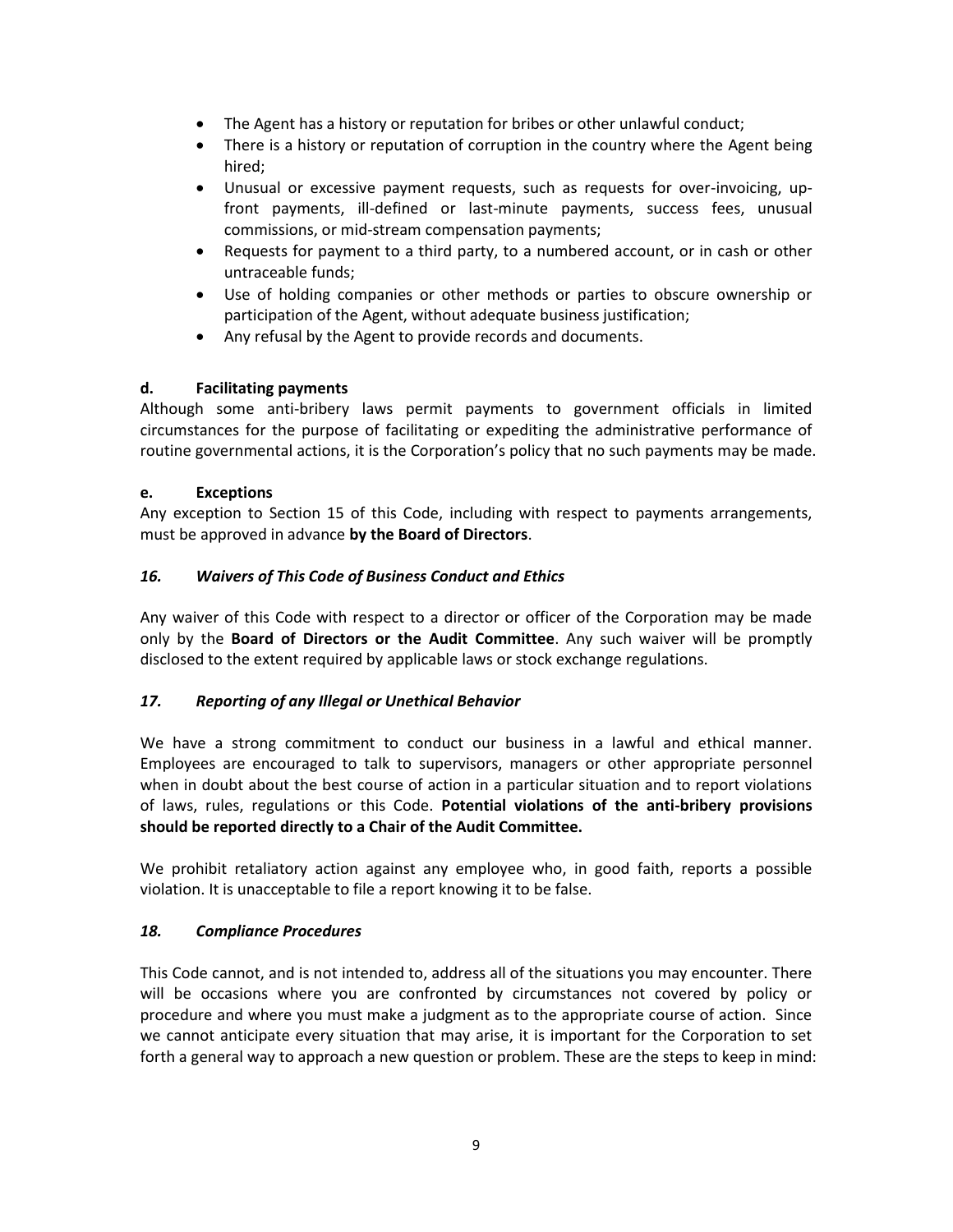- The Agent has a history or reputation for bribes or other unlawful conduct;
- There is a history or reputation of corruption in the country where the Agent being hired;
- Unusual or excessive payment requests, such as requests for over-invoicing, up-front payments, ill-defined or last-minute payments, success fees, unusual commissions, or mid-stream compensation payments;
- Requests for payment to a third party, to a numbered account, or in cash or other untraceable funds;
- Use of holding companies or other methods or parties to obscure ownership or participation of the Agent, without adequate business justification;
- Any refusal by the Agent to provide records and documents.

**d. Facilitating payments**

Although some anti-bribery laws permit payments to government officials in limited circumstances for the purpose of facilitating or expediting the administrative performance of routine governmental actions, it is the Corporation's policy that no such payments may be made.

**e. Exceptions**

Any exception to Section 15 of this Code, including with respect to payments arrangements, must be approved in advance **by the Board of Directors**.

### *16. Waivers of This Code of Business Conduct and Ethics*

Any waiver of this Code with respect to a director or officer of the Corporation may be made only by the **Board of Directors or the Audit Committee**. Any such waiver will be promptly disclosed to the extent required by applicable laws or stock exchange regulations.

### *17. Reporting of any Illegal or Unethical Behavior*

We have a strong commitment to conduct our business in a lawful and ethical manner. Employees are encouraged to talk to supervisors, managers or other appropriate personnel when in doubt about the best course of action in a particular situation and to report violations of laws, rules, regulations or this Code. **Potential violations of the anti-bribery provisions should be reported directly to a Chair of the Audit Committee.**

We prohibit retaliatory action against any employee who, in good faith, reports a possible violation. It is unacceptable to file a report knowing it to be false.

### *18. Compliance Procedures*

This Code cannot, and is not intended to, address all of the situations you may encounter. There will be occasions where you are confronted by circumstances not covered by policy or procedure and where you must make a judgment as to the appropriate course of action. Since we cannot anticipate every situation that may arise, it is important for the Corporation to set forth a general way to approach a new question or problem. These are the steps to keep in mind: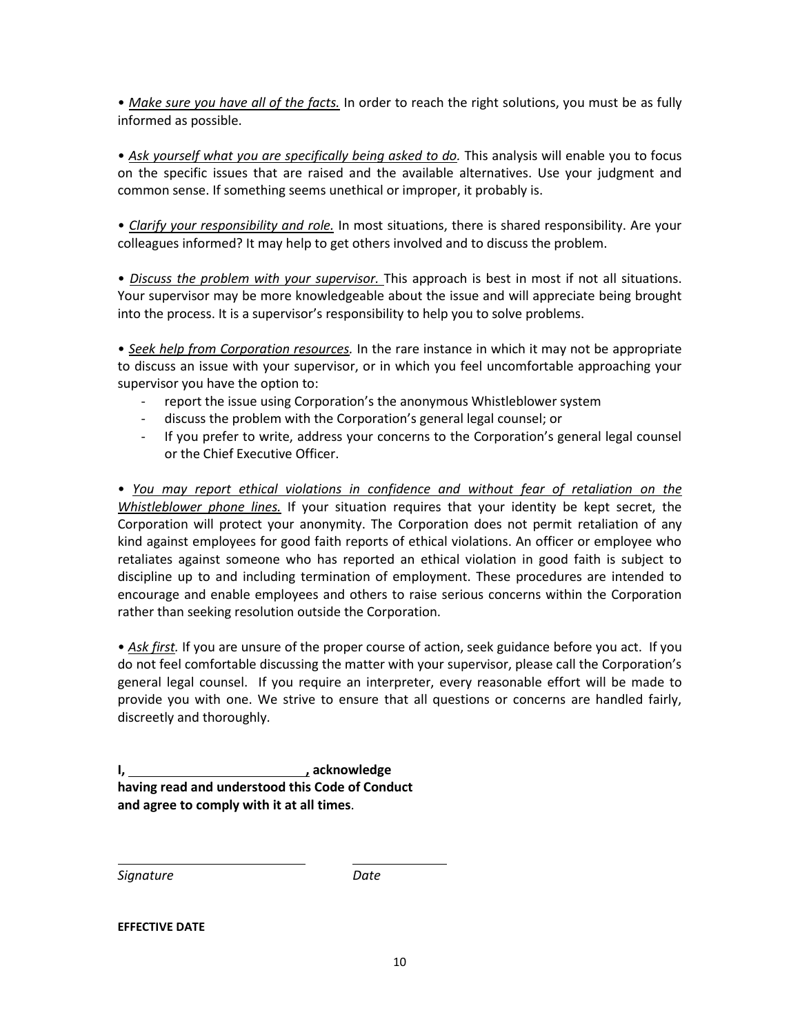• *Make sure you have all of the facts.* In order to reach the right solutions, you must be as fully informed as possible.

• *Ask yourself what you are specifically being asked to do.* This analysis will enable you to focus on the specific issues that are raised and the available alternatives. Use your judgment and common sense. If something seems unethical or improper, it probably is.

• *Clarify your responsibility and role.* In most situations, there is shared responsibility. Are your colleagues informed? It may help to get others involved and to discuss the problem.

• *Discuss the problem with your supervisor.* This approach is best in most if not all situations. Your supervisor may be more knowledgeable about the issue and will appreciate being brought into the process. It is a supervisor's responsibility to help you to solve problems.

• *Seek help from Corporation resources.* In the rare instance in which it may not be appropriate to discuss an issue with your supervisor, or in which you feel uncomfortable approaching your supervisor you have the option to:

- report the issue using Corporation's the anonymous Whistleblower system
- discuss the problem with the Corporation's general legal counsel; or
- If you prefer to write, address your concerns to the Corporation's general legal counsel or the Chief Executive Officer.

• *You may report ethical violations in confidence and without fear of retaliation on the Whistleblower phone lines.* If your situation requires that your identity be kept secret, the Corporation will protect your anonymity. The Corporation does not permit retaliation of any kind against employees for good faith reports of ethical violations. An officer or employee who retaliates against someone who has reported an ethical violation in good faith is subject to discipline up to and including termination of employment. These procedures are intended to encourage and enable employees and others to raise serious concerns within the Corporation rather than seeking resolution outside the Corporation.

• *Ask first.* If you are unsure of the proper course of action, seek guidance before you act. If you do not feel comfortable discussing the matter with your supervisor, please call the Corporation's general legal counsel. If you require an interpreter, every reasonable effort will be made to provide you with one. We strive to ensure that all questions or concerns are handled fairly, discreetly and thoroughly.

**I, \_\_\_\_\_\_\_\_\_\_\_\_\_\_\_\_\_\_\_\_\_\_\_\_\_\_, acknowledge having read and understood this Code of Conduct and agree to comply with it at all times**.

\_\_\_\_\_\_\_\_\_\_\_\_\_\_\_\_\_\_\_\_\_\_\_\_\_\_\_\_ \_\_\_\_\_\_\_\_\_\_\_\_\_\_

*Signature* *Date*

**EFFECTIVE DATE**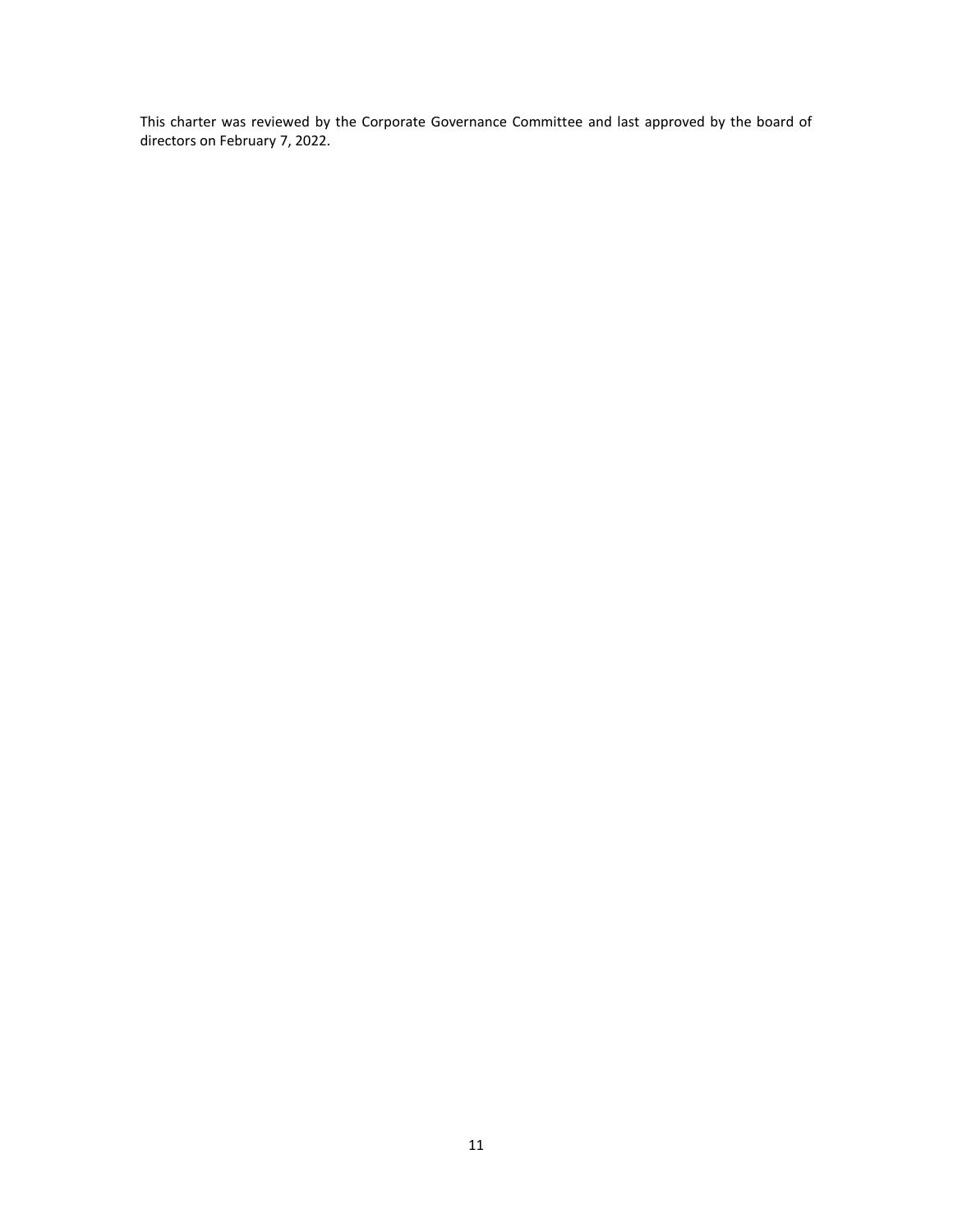This charter was reviewed by the Corporate Governance Committee and last approved by the board of directors on February 7, 2022.